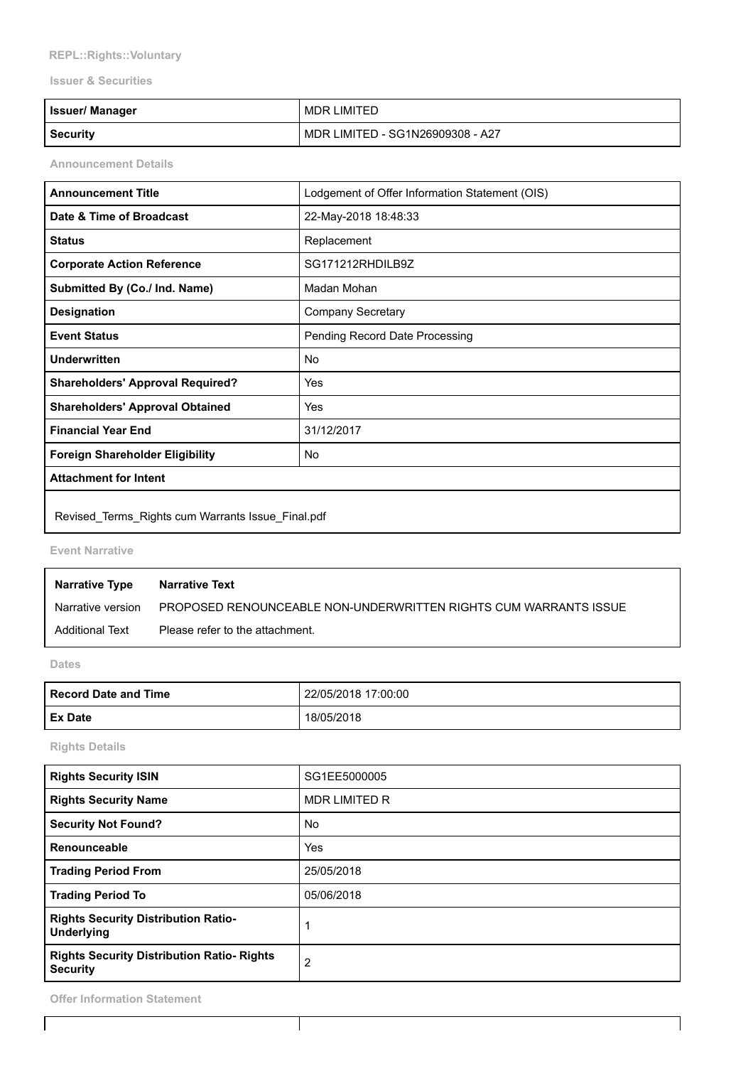**REPL::Rights::Voluntary**

**Issuer & Securities**

| Issuer/ Manager | MDR LIMITED |
|---|---|
| Security | MDR LIMITED - SG1N26909308 - A27 |

**Announcement Details**

| Announcement Title | Lodgement of Offer Information Statement (OIS) |
|---|---|
| Date & Time of Broadcast | 22-May-2018 18:48:33 |
| Status | Replacement |
| Corporate Action Reference | SG171212RHDILB9Z |
| Submitted By (Co./ Ind. Name) | Madan Mohan |
| Designation | Company Secretary |
| Event Status | Pending Record Date Processing |
| Underwritten | No |
| Shareholders' Approval Required? | Yes |
| Shareholders' Approval Obtained | Yes |
| Financial Year End | 31/12/2017 |
| Foreign Shareholder Eligibility | No |
| Attachment for Intent | |

Revised_Terms_Rights cum Warrants Issue_Final.pdf

**Event Narrative**

| Narrative Type | Narrative Text |
|---|---|
| Narrative version | PROPOSED RENOUNCEABLE NON-UNDERWRITTEN RIGHTS CUM WARRANTS ISSUE |
| Additional Text | Please refer to the attachment. |

**Dates**

| Record Date and Time | 22/05/2018 17:00:00 |
|---|---|
| Ex Date | 18/05/2018 |

**Rights Details**

| Rights Security ISIN | SG1EE5000005 |
|---|---|
| Rights Security Name | MDR LIMITED R |
| Security Not Found? | No |
| Renounceable | Yes |
| Trading Period From | 25/05/2018 |
| Trading Period To | 05/06/2018 |
| Rights Security Distribution Ratio-Underlying | 1 |
| Rights Security Distribution Ratio- Rights Security | 2 |

**Offer Information Statement**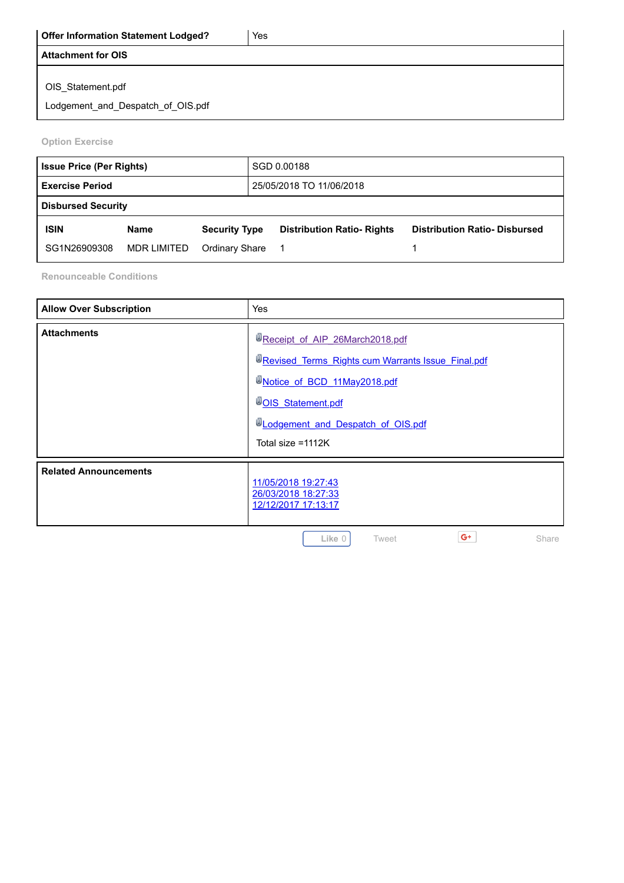| | |
|---|---|
| **Offer Information Statement Lodged?** | Yes |
| **Attachment for OIS** | |

OIS_Statement.pdf

Lodgement_and_Despatch_of_OIS.pdf

### Option Exercise

| | |
|---|---|
| **Issue Price (Per Rights)** | SGD 0.00188 |
| **Exercise Period** | 25/05/2018 TO 11/06/2018 |

**Disbursed Security**

| ISIN | Name | Security Type | Distribution Ratio- Rights | Distribution Ratio- Disbursed |
|---|---|---|---|---|
| SG1N26909308 | MDR LIMITED | Ordinary Share | 1 | 1 |

### Renounceable Conditions

| | |
|---|---|
| **Allow Over Subscription** | Yes |

| | |
|---|---|
| **Attachments** | Receipt_of_AIP_26March2018.pdf<br>Revised_Terms_Rights cum Warrants Issue_Final.pdf<br>Notice_of_BCD_11May2018.pdf<br>OIS_Statement.pdf<br>Lodgement_and_Despatch_of_OIS.pdf<br>Total size =1112K |

| | |
|---|---|
| **Related Announcements** | 11/05/2018 19:27:43<br>26/03/2018 18:27:33<br>12/12/2017 17:13:17 |

Like 0 Tweet Share